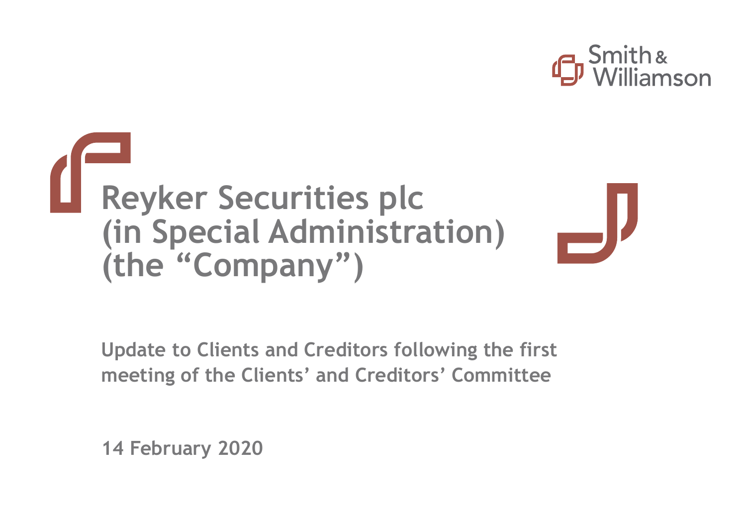Smith & Williamson

# Reyker Securities plc (in Special Administration) (the "Company")

**Update to Clients and Creditors following the first meeting of the Clients' and Creditors' Committee**

**14 February 2020**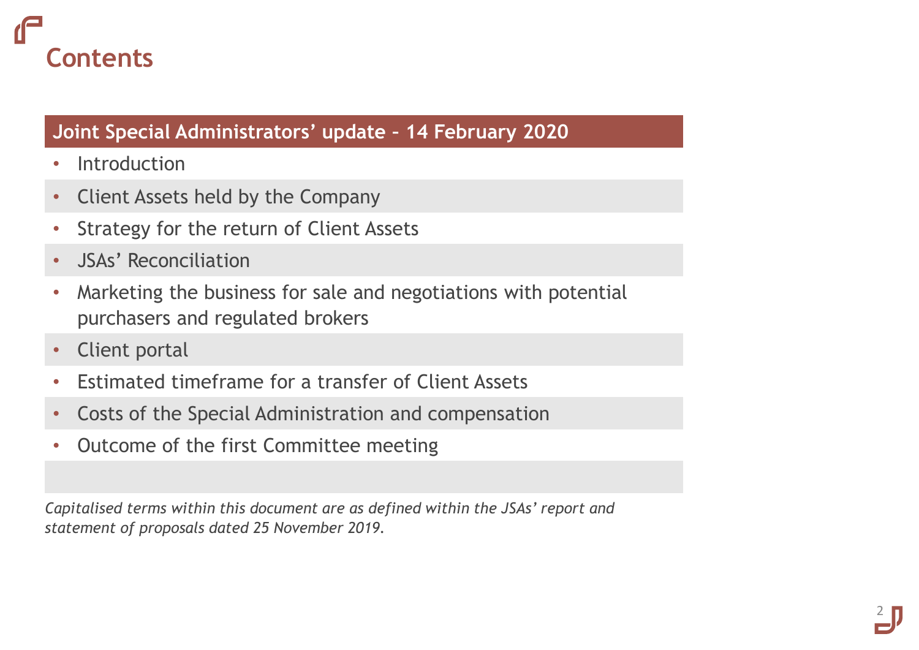# Contents

## Joint Special Administrators' update – 14 February 2020

- Introduction
- Client Assets held by the Company
- Strategy for the return of Client Assets
- JSAs' Reconciliation
- Marketing the business for sale and negotiations with potential purchasers and regulated brokers
- Client portal
- Estimated timeframe for a transfer of Client Assets
- Costs of the Special Administration and compensation
- Outcome of the first Committee meeting

*Capitalised terms within this document are as defined within the JSAs' report and statement of proposals dated 25 November 2019.*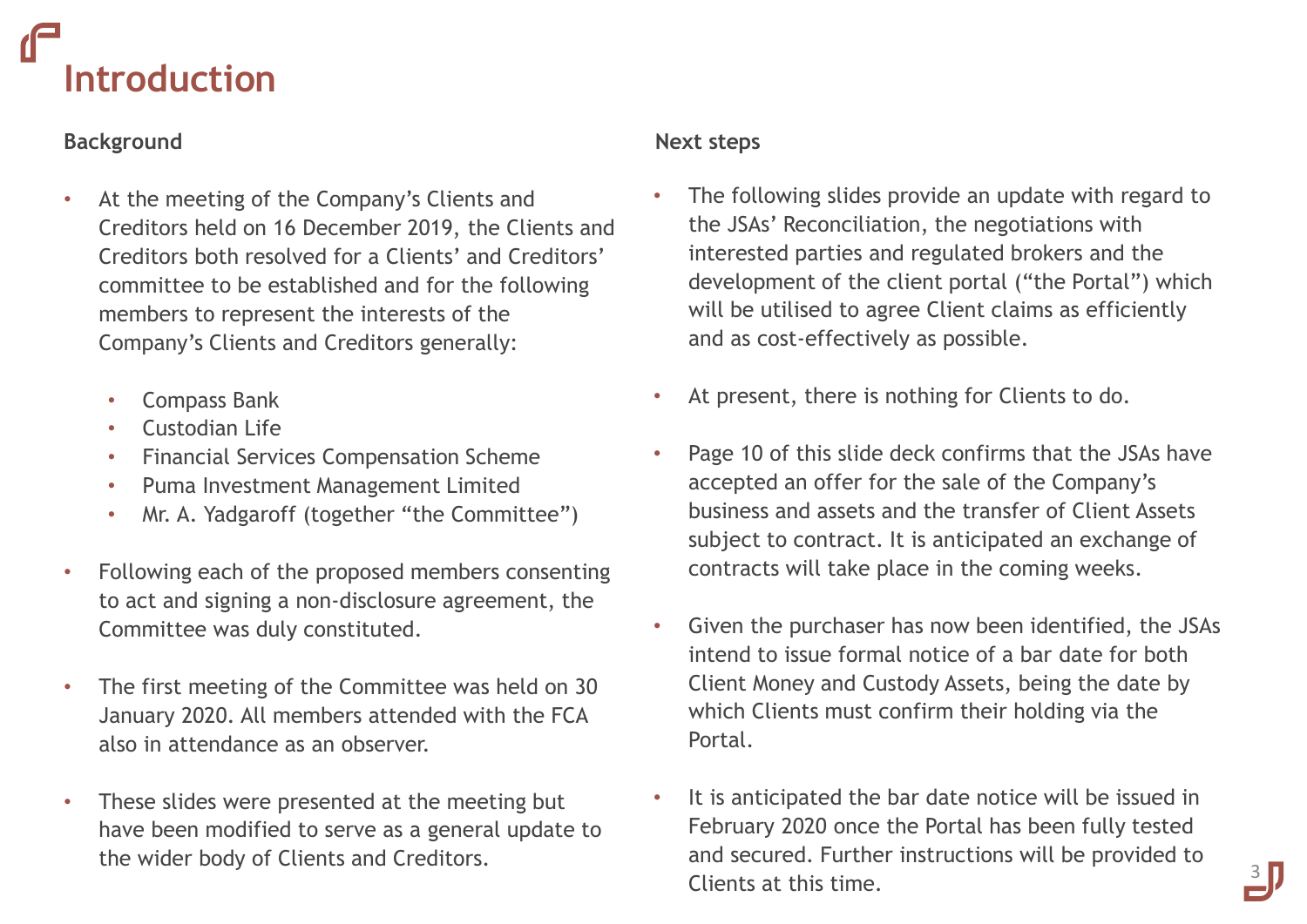# Introduction

## Background

- At the meeting of the Company's Clients and Creditors held on 16 December 2019, the Clients and Creditors both resolved for a Clients' and Creditors' committee to be established and for the following members to represent the interests of the Company's Clients and Creditors generally:
  - Compass Bank
  - Custodian Life
  - Financial Services Compensation Scheme
  - Puma Investment Management Limited
  - Mr. A. Yadgaroff (together "the Committee")
- Following each of the proposed members consenting to act and signing a non-disclosure agreement, the Committee was duly constituted.
- The first meeting of the Committee was held on 30 January 2020. All members attended with the FCA also in attendance as an observer.
- These slides were presented at the meeting but have been modified to serve as a general update to the wider body of Clients and Creditors.

## Next steps

- The following slides provide an update with regard to the JSAs' Reconciliation, the negotiations with interested parties and regulated brokers and the development of the client portal ("the Portal") which will be utilised to agree Client claims as efficiently and as cost-effectively as possible.
- At present, there is nothing for Clients to do.
- Page 10 of this slide deck confirms that the JSAs have accepted an offer for the sale of the Company's business and assets and the transfer of Client Assets subject to contract. It is anticipated an exchange of contracts will take place in the coming weeks.
- Given the purchaser has now been identified, the JSAs intend to issue formal notice of a bar date for both Client Money and Custody Assets, being the date by which Clients must confirm their holding via the Portal.
- It is anticipated the bar date notice will be issued in February 2020 once the Portal has been fully tested and secured. Further instructions will be provided to Clients at this time.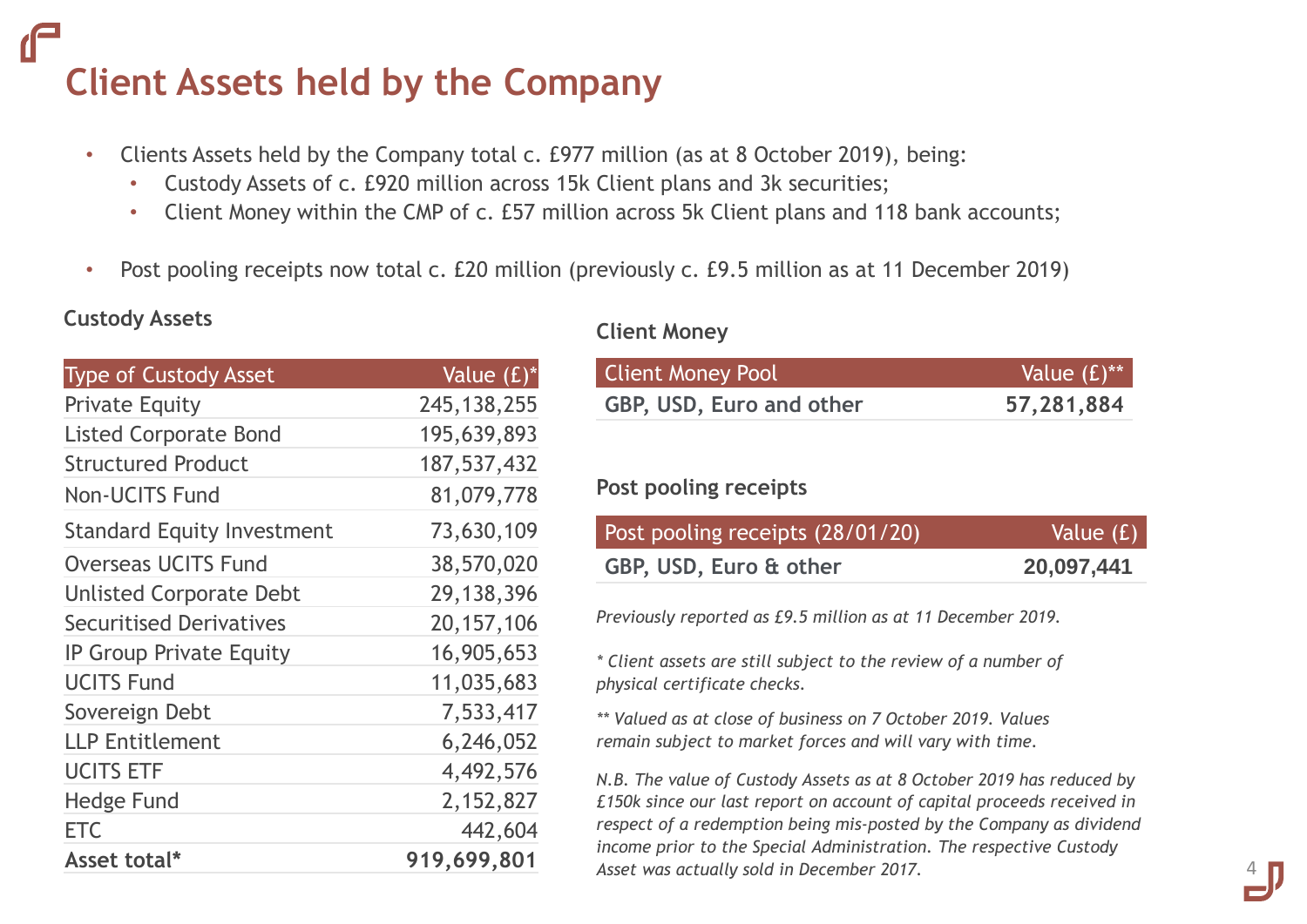# Client Assets held by the Company

- Clients Assets held by the Company total c. £977 million (as at 8 October 2019), being:
  - Custody Assets of c. £920 million across 15k Client plans and 3k securities;
  - Client Money within the CMP of c. £57 million across 5k Client plans and 118 bank accounts;
- Post pooling receipts now total c. £20 million (previously c. £9.5 million as at 11 December 2019)

### Custody Assets

| Type of Custody Asset | Value (£)* |
|---|---|
| Private Equity | 245,138,255 |
| Listed Corporate Bond | 195,639,893 |
| Structured Product | 187,537,432 |
| Non-UCITS Fund | 81,079,778 |
| Standard Equity Investment | 73,630,109 |
| Overseas UCITS Fund | 38,570,020 |
| Unlisted Corporate Debt | 29,138,396 |
| Securitised Derivatives | 20,157,106 |
| IP Group Private Equity | 16,905,653 |
| UCITS Fund | 11,035,683 |
| Sovereign Debt | 7,533,417 |
| LLP Entitlement | 6,246,052 |
| UCITS ETF | 4,492,576 |
| Hedge Fund | 2,152,827 |
| ETC | 442,604 |
| **Asset total*** | **919,699,801** |

### Client Money

| Client Money Pool | Value (£)** |
|---|---|
| **GBP, USD, Euro and other** | **57,281,884** |

### Post pooling receipts

| Post pooling receipts (28/01/20) | Value (£) |
|---|---|
| **GBP, USD, Euro & other** | **20,097,441** |

*Previously reported as £9.5 million as at 11 December 2019.*

** Client assets are still subject to the review of a number of physical certificate checks.*

*** Valued as at close of business on 7 October 2019. Values remain subject to market forces and will vary with time.*

*N.B. The value of Custody Assets as at 8 October 2019 has reduced by £150k since our last report on account of capital proceeds received in respect of a redemption being mis-posted by the Company as dividend income prior to the Special Administration. The respective Custody Asset was actually sold in December 2017.*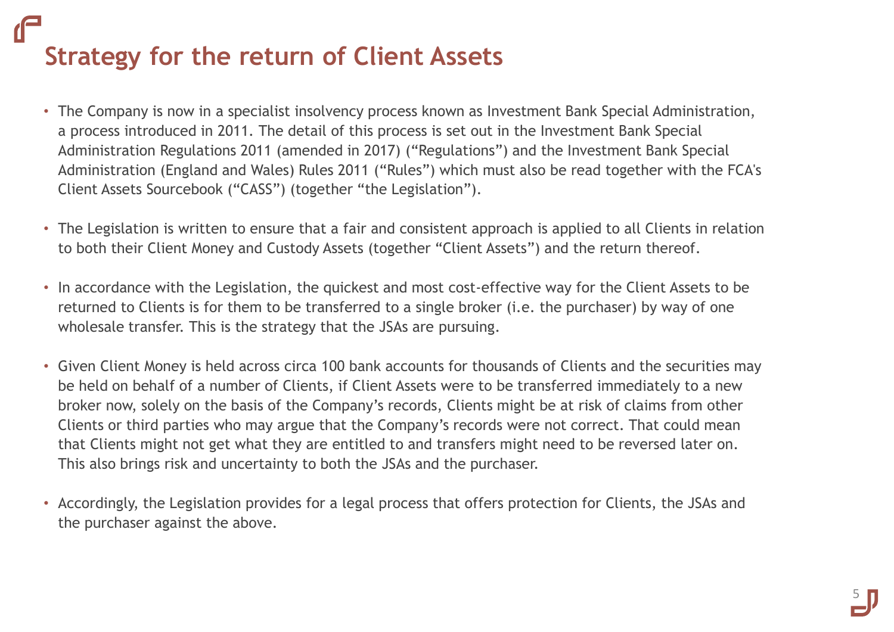# Strategy for the return of Client Assets

- The Company is now in a specialist insolvency process known as Investment Bank Special Administration, a process introduced in 2011. The detail of this process is set out in the Investment Bank Special Administration Regulations 2011 (amended in 2017) ("Regulations") and the Investment Bank Special Administration (England and Wales) Rules 2011 ("Rules") which must also be read together with the FCA's Client Assets Sourcebook ("CASS") (together "the Legislation").
- The Legislation is written to ensure that a fair and consistent approach is applied to all Clients in relation to both their Client Money and Custody Assets (together "Client Assets") and the return thereof.
- In accordance with the Legislation, the quickest and most cost-effective way for the Client Assets to be returned to Clients is for them to be transferred to a single broker (i.e. the purchaser) by way of one wholesale transfer. This is the strategy that the JSAs are pursuing.
- Given Client Money is held across circa 100 bank accounts for thousands of Clients and the securities may be held on behalf of a number of Clients, if Client Assets were to be transferred immediately to a new broker now, solely on the basis of the Company's records, Clients might be at risk of claims from other Clients or third parties who may argue that the Company's records were not correct. That could mean that Clients might not get what they are entitled to and transfers might need to be reversed later on. This also brings risk and uncertainty to both the JSAs and the purchaser.
- Accordingly, the Legislation provides for a legal process that offers protection for Clients, the JSAs and the purchaser against the above.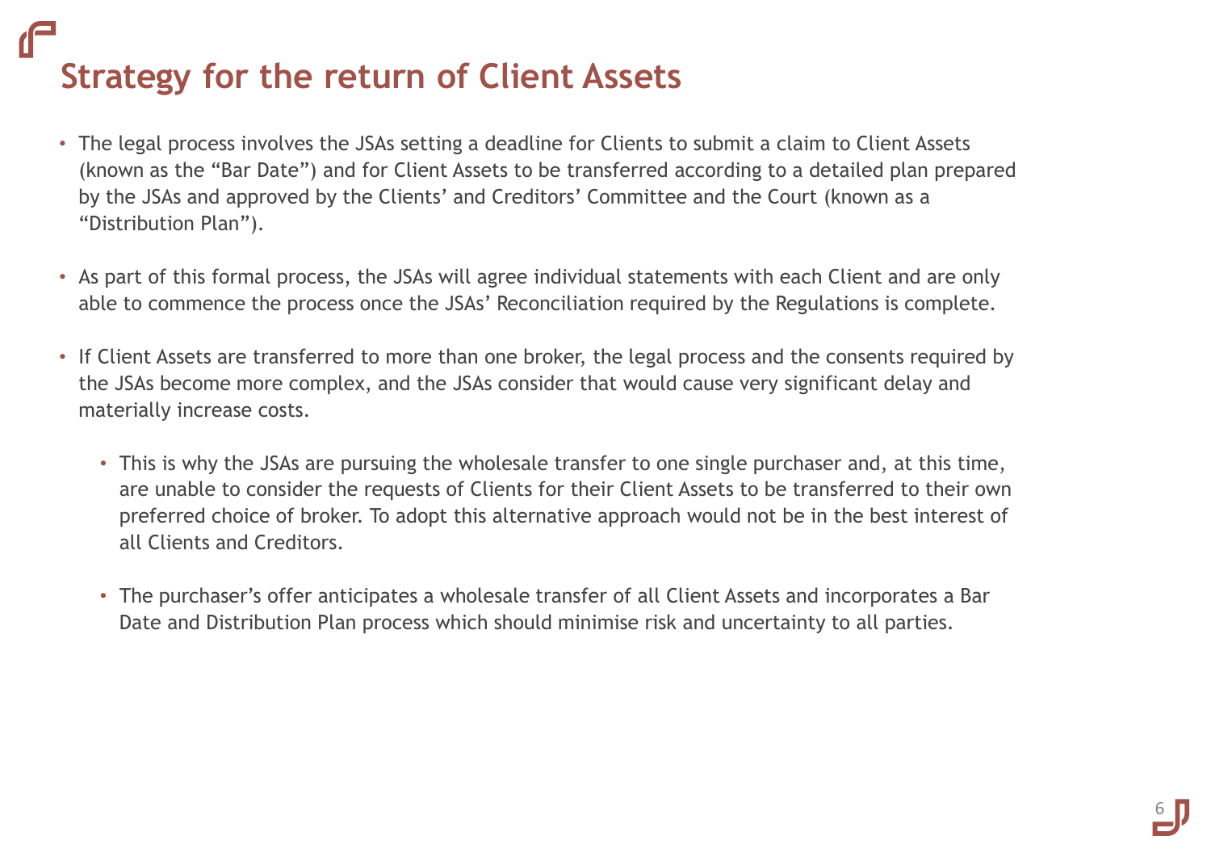# Strategy for the return of Client Assets

- The legal process involves the JSAs setting a deadline for Clients to submit a claim to Client Assets (known as the "Bar Date") and for Client Assets to be transferred according to a detailed plan prepared by the JSAs and approved by the Clients' and Creditors' Committee and the Court (known as a "Distribution Plan").

- As part of this formal process, the JSAs will agree individual statements with each Client and are only able to commence the process once the JSAs' Reconciliation required by the Regulations is complete.

- If Client Assets are transferred to more than one broker, the legal process and the consents required by the JSAs become more complex, and the JSAs consider that would cause very significant delay and materially increase costs.

  - This is why the JSAs are pursuing the wholesale transfer to one single purchaser and, at this time, are unable to consider the requests of Clients for their Client Assets to be transferred to their own preferred choice of broker. To adopt this alternative approach would not be in the best interest of all Clients and Creditors.

  - The purchaser's offer anticipates a wholesale transfer of all Client Assets and incorporates a Bar Date and Distribution Plan process which should minimise risk and uncertainty to all parties.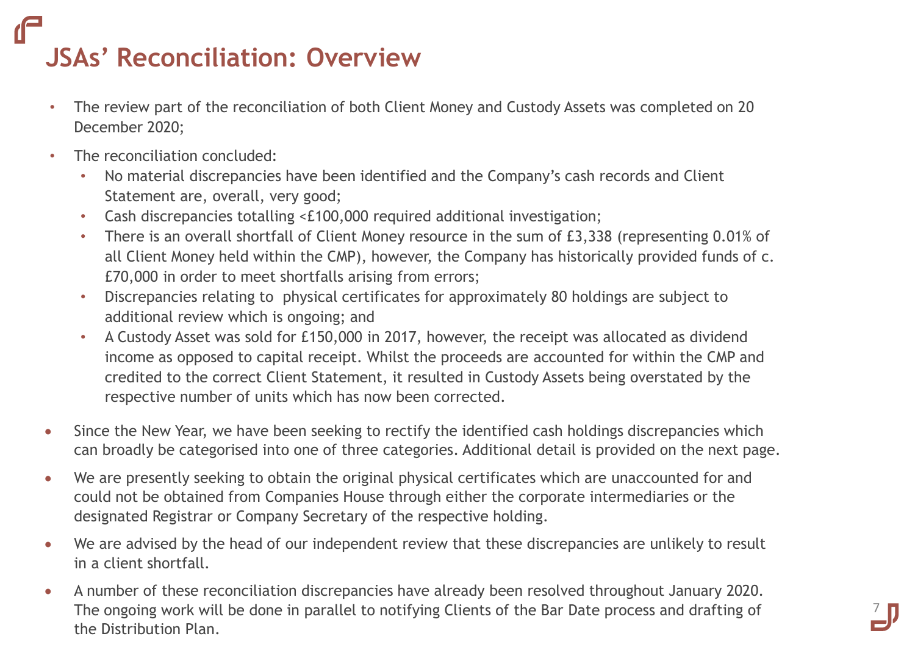# JSAs' Reconciliation: Overview

- The review part of the reconciliation of both Client Money and Custody Assets was completed on 20 December 2020;
- The reconciliation concluded:
  - No material discrepancies have been identified and the Company's cash records and Client Statement are, overall, very good;
  - Cash discrepancies totalling <£100,000 required additional investigation;
  - There is an overall shortfall of Client Money resource in the sum of £3,338 (representing 0.01% of all Client Money held within the CMP), however, the Company has historically provided funds of c. £70,000 in order to meet shortfalls arising from errors;
  - Discrepancies relating to physical certificates for approximately 80 holdings are subject to additional review which is ongoing; and
  - A Custody Asset was sold for £150,000 in 2017, however, the receipt was allocated as dividend income as opposed to capital receipt. Whilst the proceeds are accounted for within the CMP and credited to the correct Client Statement, it resulted in Custody Assets being overstated by the respective number of units which has now been corrected.
- Since the New Year, we have been seeking to rectify the identified cash holdings discrepancies which can broadly be categorised into one of three categories. Additional detail is provided on the next page.
- We are presently seeking to obtain the original physical certificates which are unaccounted for and could not be obtained from Companies House through either the corporate intermediaries or the designated Registrar or Company Secretary of the respective holding.
- We are advised by the head of our independent review that these discrepancies are unlikely to result in a client shortfall.
- A number of these reconciliation discrepancies have already been resolved throughout January 2020. The ongoing work will be done in parallel to notifying Clients of the Bar Date process and drafting of the Distribution Plan.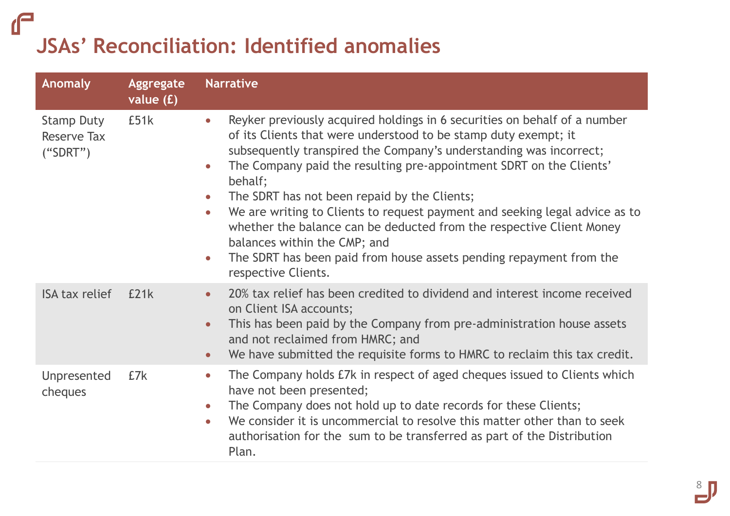# JSAs' Reconciliation: Identified anomalies

| Anomaly | Aggregate value (£) | Narrative |
|---|---|---|
| Stamp Duty Reserve Tax ("SDRT") | £51k | • Reyker previously acquired holdings in 6 securities on behalf of a number of its Clients that were understood to be stamp duty exempt; it subsequently transpired the Company's understanding was incorrect;<br>• The Company paid the resulting pre-appointment SDRT on the Clients' behalf;<br>• The SDRT has not been repaid by the Clients;<br>• We are writing to Clients to request payment and seeking legal advice as to whether the balance can be deducted from the respective Client Money balances within the CMP; and<br>• The SDRT has been paid from house assets pending repayment from the respective Clients. |
| ISA tax relief | £21k | • 20% tax relief has been credited to dividend and interest income received on Client ISA accounts;<br>• This has been paid by the Company from pre-administration house assets and not reclaimed from HMRC; and<br>• We have submitted the requisite forms to HMRC to reclaim this tax credit. |
| Unpresented cheques | £7k | • The Company holds £7k in respect of aged cheques issued to Clients which have not been presented;<br>• The Company does not hold up to date records for these Clients;<br>• We consider it is uncommercial to resolve this matter other than to seek authorisation for the sum to be transferred as part of the Distribution Plan. |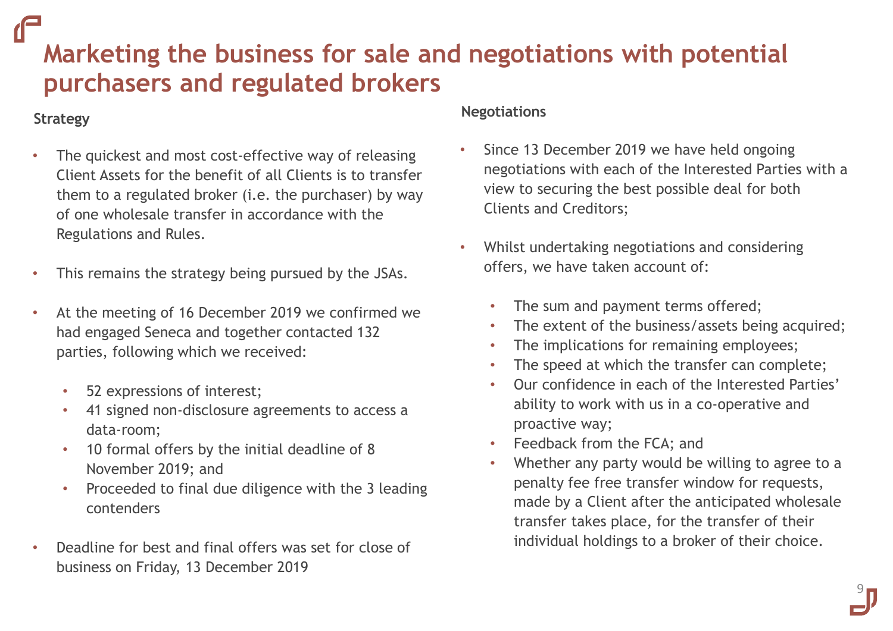# Marketing the business for sale and negotiations with potential purchasers and regulated brokers

## Strategy

- The quickest and most cost-effective way of releasing Client Assets for the benefit of all Clients is to transfer them to a regulated broker (i.e. the purchaser) by way of one wholesale transfer in accordance with the Regulations and Rules.
- This remains the strategy being pursued by the JSAs.
- At the meeting of 16 December 2019 we confirmed we had engaged Seneca and together contacted 132 parties, following which we received:
  - 52 expressions of interest;
  - 41 signed non-disclosure agreements to access a data-room;
  - 10 formal offers by the initial deadline of 8 November 2019; and
  - Proceeded to final due diligence with the 3 leading contenders
- Deadline for best and final offers was set for close of business on Friday, 13 December 2019

## Negotiations

- Since 13 December 2019 we have held ongoing negotiations with each of the Interested Parties with a view to securing the best possible deal for both Clients and Creditors;
- Whilst undertaking negotiations and considering offers, we have taken account of:
  - The sum and payment terms offered;
  - The extent of the business/assets being acquired;
  - The implications for remaining employees;
  - The speed at which the transfer can complete;
  - Our confidence in each of the Interested Parties' ability to work with us in a co-operative and proactive way;
  - Feedback from the FCA; and
  - Whether any party would be willing to agree to a penalty fee free transfer window for requests, made by a Client after the anticipated wholesale transfer takes place, for the transfer of their individual holdings to a broker of their choice.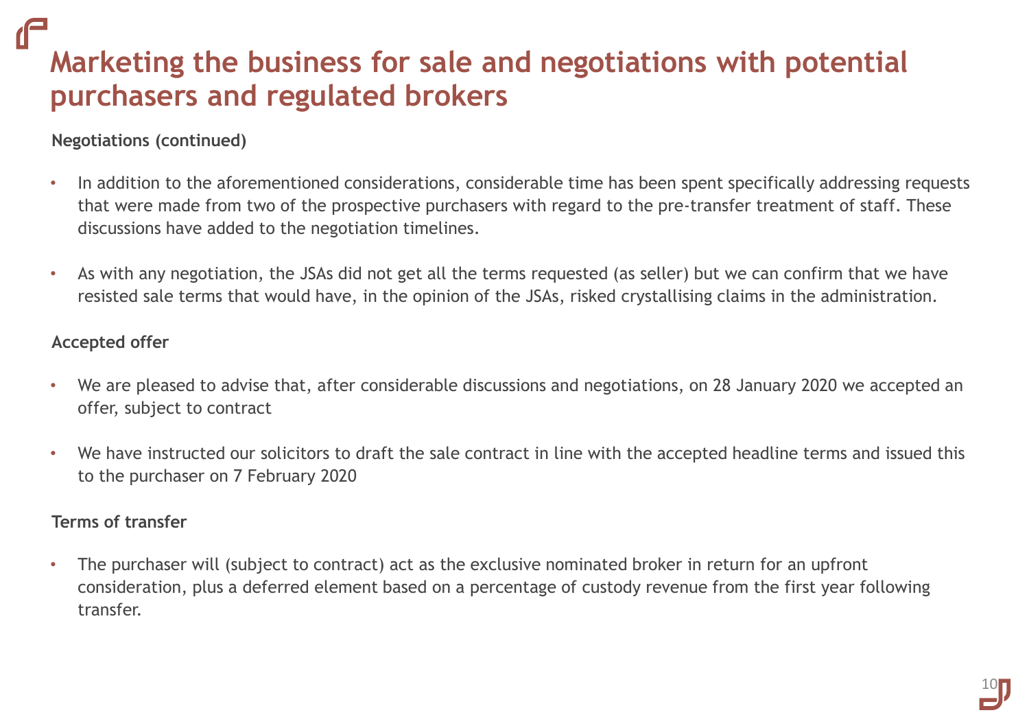# Marketing the business for sale and negotiations with potential purchasers and regulated brokers

**Negotiations (continued)**

- In addition to the aforementioned considerations, considerable time has been spent specifically addressing requests that were made from two of the prospective purchasers with regard to the pre-transfer treatment of staff. These discussions have added to the negotiation timelines.
- As with any negotiation, the JSAs did not get all the terms requested (as seller) but we can confirm that we have resisted sale terms that would have, in the opinion of the JSAs, risked crystallising claims in the administration.

**Accepted offer**

- We are pleased to advise that, after considerable discussions and negotiations, on 28 January 2020 we accepted an offer, subject to contract
- We have instructed our solicitors to draft the sale contract in line with the accepted headline terms and issued this to the purchaser on 7 February 2020

**Terms of transfer**

- The purchaser will (subject to contract) act as the exclusive nominated broker in return for an upfront consideration, plus a deferred element based on a percentage of custody revenue from the first year following transfer.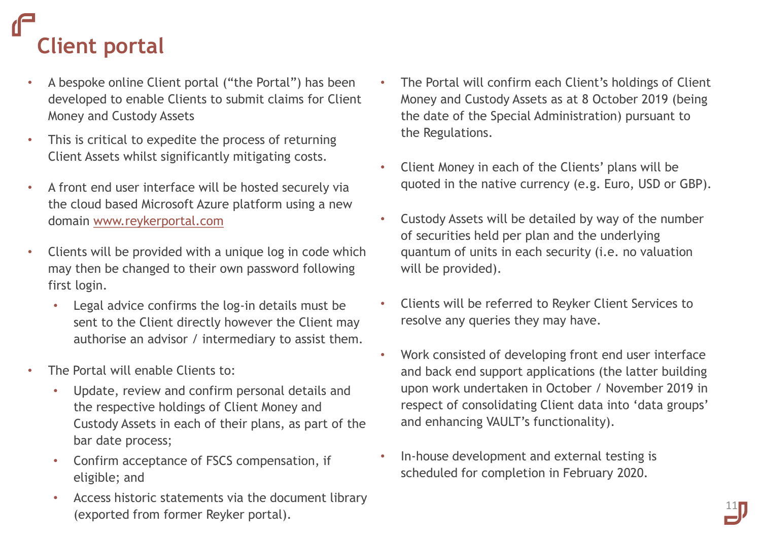# Client portal

- A bespoke online Client portal ("the Portal") has been developed to enable Clients to submit claims for Client Money and Custody Assets
- This is critical to expedite the process of returning Client Assets whilst significantly mitigating costs.
- A front end user interface will be hosted securely via the cloud based Microsoft Azure platform using a new domain [www.reykerportal.com](www.reykerportal.com)
- Clients will be provided with a unique log in code which may then be changed to their own password following first login.
  - Legal advice confirms the log-in details must be sent to the Client directly however the Client may authorise an advisor / intermediary to assist them.
- The Portal will enable Clients to:
  - Update, review and confirm personal details and the respective holdings of Client Money and Custody Assets in each of their plans, as part of the bar date process;
  - Confirm acceptance of FSCS compensation, if eligible; and
  - Access historic statements via the document library (exported from former Reyker portal).
- The Portal will confirm each Client's holdings of Client Money and Custody Assets as at 8 October 2019 (being the date of the Special Administration) pursuant to the Regulations.
- Client Money in each of the Clients' plans will be quoted in the native currency (e.g. Euro, USD or GBP).
- Custody Assets will be detailed by way of the number of securities held per plan and the underlying quantum of units in each security (i.e. no valuation will be provided).
- Clients will be referred to Reyker Client Services to resolve any queries they may have.
- Work consisted of developing front end user interface and back end support applications (the latter building upon work undertaken in October / November 2019 in respect of consolidating Client data into 'data groups' and enhancing VAULT's functionality).
- In-house development and external testing is scheduled for completion in February 2020.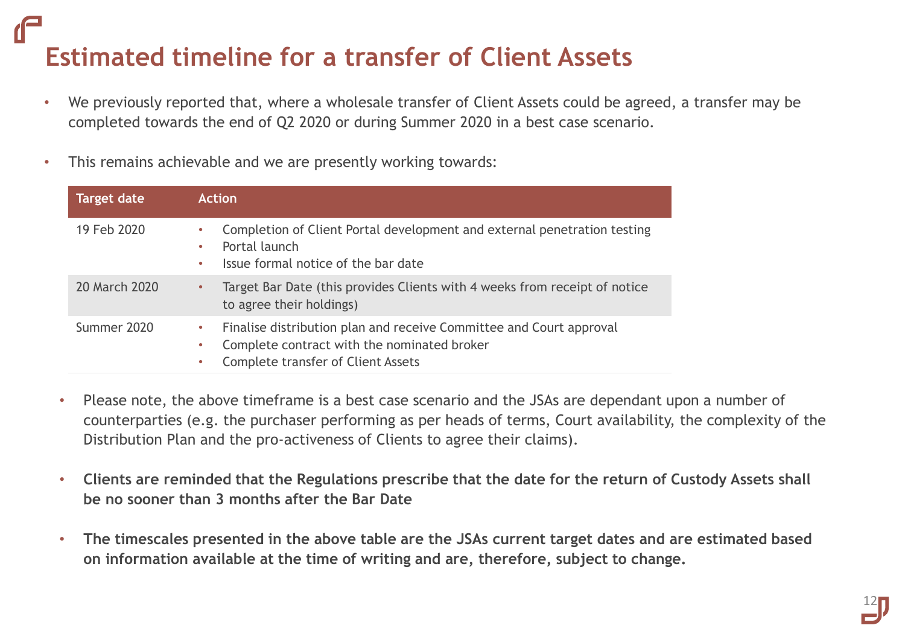# Estimated timeline for a transfer of Client Assets

- We previously reported that, where a wholesale transfer of Client Assets could be agreed, a transfer may be completed towards the end of Q2 2020 or during Summer 2020 in a best case scenario.
- This remains achievable and we are presently working towards:

| Target date | Action |
|---|---|
| 19 Feb 2020 | • Completion of Client Portal development and external penetration testing<br>• Portal launch<br>• Issue formal notice of the bar date |
| 20 March 2020 | • Target Bar Date (this provides Clients with 4 weeks from receipt of notice to agree their holdings) |
| Summer 2020 | • Finalise distribution plan and receive Committee and Court approval<br>• Complete contract with the nominated broker<br>• Complete transfer of Client Assets |

- Please note, the above timeframe is a best case scenario and the JSAs are dependant upon a number of counterparties (e.g. the purchaser performing as per heads of terms, Court availability, the complexity of the Distribution Plan and the pro-activeness of Clients to agree their claims).
- **Clients are reminded that the Regulations prescribe that the date for the return of Custody Assets shall be no sooner than 3 months after the Bar Date**
- **The timescales presented in the above table are the JSAs current target dates and are estimated based on information available at the time of writing and are, therefore, subject to change.**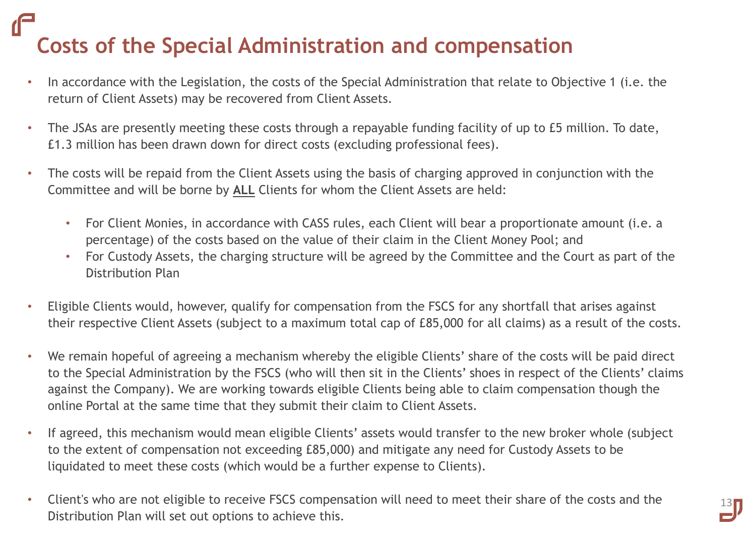# Costs of the Special Administration and compensation

- In accordance with the Legislation, the costs of the Special Administration that relate to Objective 1 (i.e. the return of Client Assets) may be recovered from Client Assets.
- The JSAs are presently meeting these costs through a repayable funding facility of up to £5 million. To date, £1.3 million has been drawn down for direct costs (excluding professional fees).
- The costs will be repaid from the Client Assets using the basis of charging approved in conjunction with the Committee and will be borne by **ALL** Clients for whom the Client Assets are held:
  - For Client Monies, in accordance with CASS rules, each Client will bear a proportionate amount (i.e. a percentage) of the costs based on the value of their claim in the Client Money Pool; and
  - For Custody Assets, the charging structure will be agreed by the Committee and the Court as part of the Distribution Plan
- Eligible Clients would, however, qualify for compensation from the FSCS for any shortfall that arises against their respective Client Assets (subject to a maximum total cap of £85,000 for all claims) as a result of the costs.
- We remain hopeful of agreeing a mechanism whereby the eligible Clients' share of the costs will be paid direct to the Special Administration by the FSCS (who will then sit in the Clients' shoes in respect of the Clients' claims against the Company). We are working towards eligible Clients being able to claim compensation though the online Portal at the same time that they submit their claim to Client Assets.
- If agreed, this mechanism would mean eligible Clients' assets would transfer to the new broker whole (subject to the extent of compensation not exceeding £85,000) and mitigate any need for Custody Assets to be liquidated to meet these costs (which would be a further expense to Clients).
- Client's who are not eligible to receive FSCS compensation will need to meet their share of the costs and the Distribution Plan will set out options to achieve this.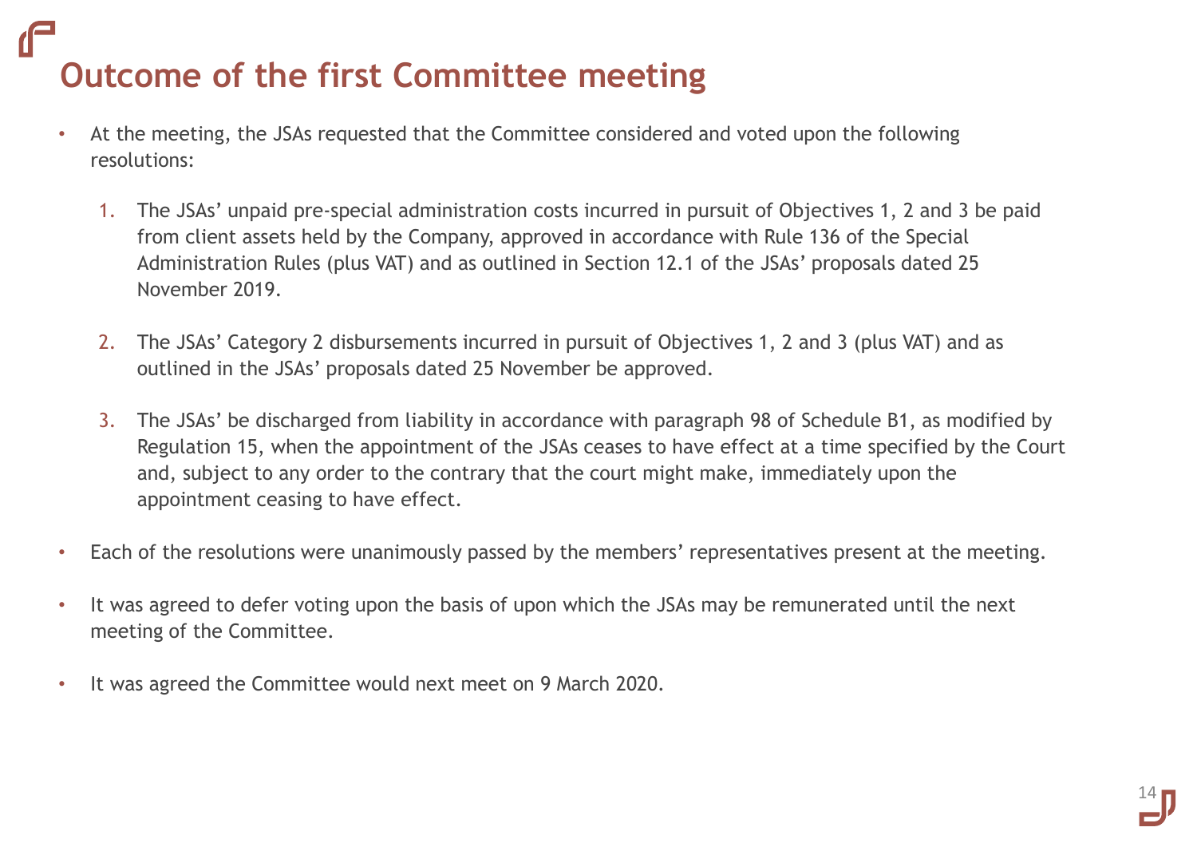# Outcome of the first Committee meeting

- At the meeting, the JSAs requested that the Committee considered and voted upon the following resolutions:

    1. The JSAs' unpaid pre-special administration costs incurred in pursuit of Objectives 1, 2 and 3 be paid from client assets held by the Company, approved in accordance with Rule 136 of the Special Administration Rules (plus VAT) and as outlined in Section 12.1 of the JSAs' proposals dated 25 November 2019.

    2. The JSAs' Category 2 disbursements incurred in pursuit of Objectives 1, 2 and 3 (plus VAT) and as outlined in the JSAs' proposals dated 25 November be approved.

    3. The JSAs' be discharged from liability in accordance with paragraph 98 of Schedule B1, as modified by Regulation 15, when the appointment of the JSAs ceases to have effect at a time specified by the Court and, subject to any order to the contrary that the court might make, immediately upon the appointment ceasing to have effect.

- Each of the resolutions were unanimously passed by the members' representatives present at the meeting.

- It was agreed to defer voting upon the basis of upon which the JSAs may be remunerated until the next meeting of the Committee.

- It was agreed the Committee would next meet on 9 March 2020.